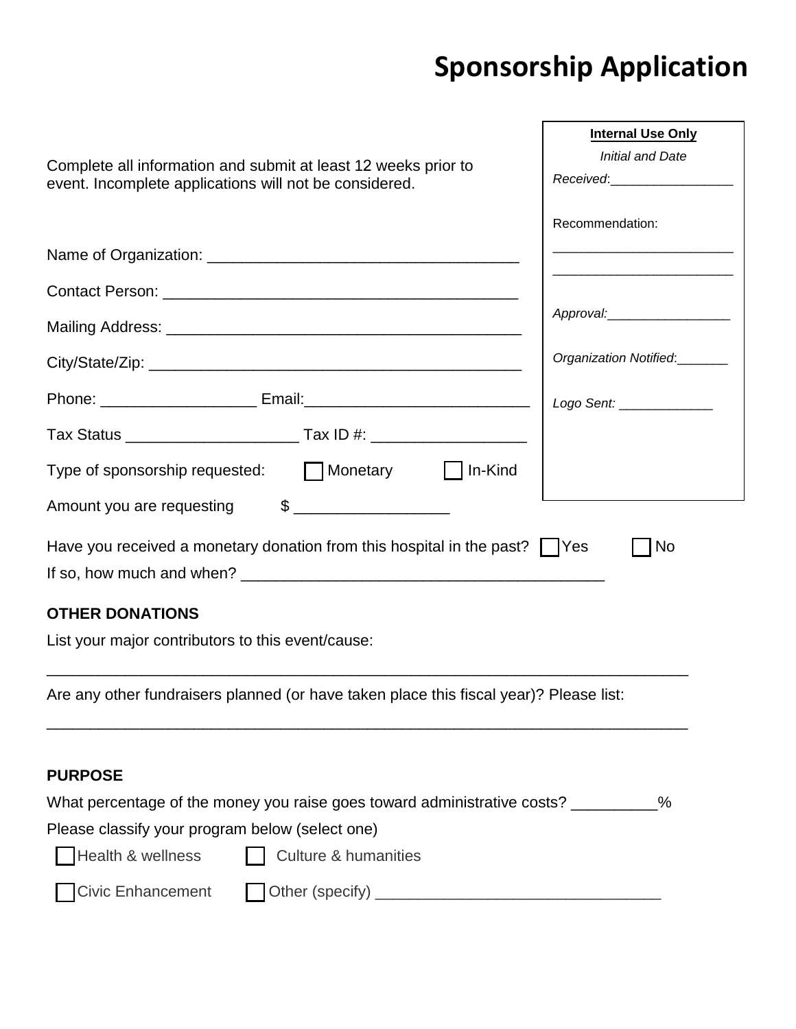# Sponsorship Application

Complete all information and submit at least 12 weeks prior to event. Incomplete applications will not be considered.

| **Internal Use Only** |
|---|
| *Initial and Date* |
| *Received*:_________________ |
| Recommendation: |
| ________________________ |
| ________________________ |
| *Approval:*_________________ |
| *Organization Notified*:_______ |
| *Logo Sent:* _____________ |

Name of Organization: ____________________________________

Contact Person: __________________________________________

Mailing Address: _________________________________________

City/State/Zip: ___________________________________________

Phone: __________________ Email:___________________________

Tax Status ____________________ Tax ID #: __________________

Type of sponsorship requested: ☐ Monetary ☐ In-Kind

Amount you are requesting $ __________________

Have you received a monetary donation from this hospital in the past? ☐ Yes ☐ No

If so, how much and when? __________________________________________

**OTHER DONATIONS**

List your major contributors to this event/cause:

___________________________________________________________________________

Are any other fundraisers planned (or have taken place this fiscal year)? Please list:

___________________________________________________________________________

**PURPOSE**

What percentage of the money you raise goes toward administrative costs? __________%

Please classify your program below (select one)

☐ Health & wellness ☐ Culture & humanities

☐ Civic Enhancement ☐ Other (specify) _________________________________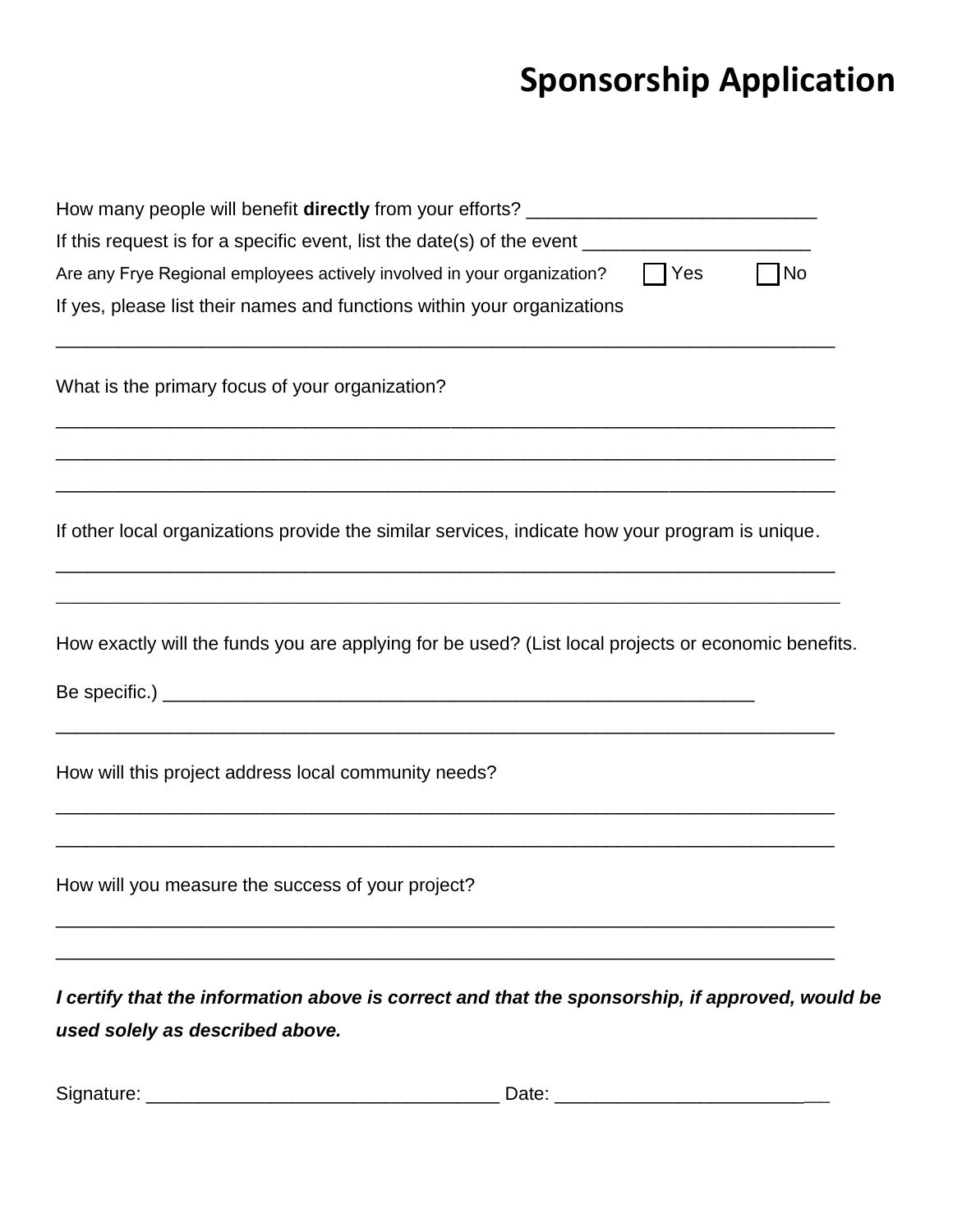# Sponsorship Application

How many people will benefit **directly** from your efforts? ___________________________

If this request is for a specific event, list the date(s) of the event _____________________

Are any Frye Regional employees actively involved in your organization? ☐ Yes ☐ No

If yes, please list their names and functions within your organizations

___________________________________________________________________________

What is the primary focus of your organization?

___________________________________________________________________________

___________________________________________________________________________

___________________________________________________________________________

If other local organizations provide the similar services, indicate how your program is unique.

___________________________________________________________________________

___________________________________________________________________________

How exactly will the funds you are applying for be used? (List local projects or economic benefits.

Be specific.) ______________________________________________________________

___________________________________________________________________________

How will this project address local community needs?

___________________________________________________________________________

___________________________________________________________________________

How will you measure the success of your project?

___________________________________________________________________________

___________________________________________________________________________

***I certify that the information above is correct and that the sponsorship, if approved, would be used solely as described above.***

Signature: _________________________________ Date: __________________________